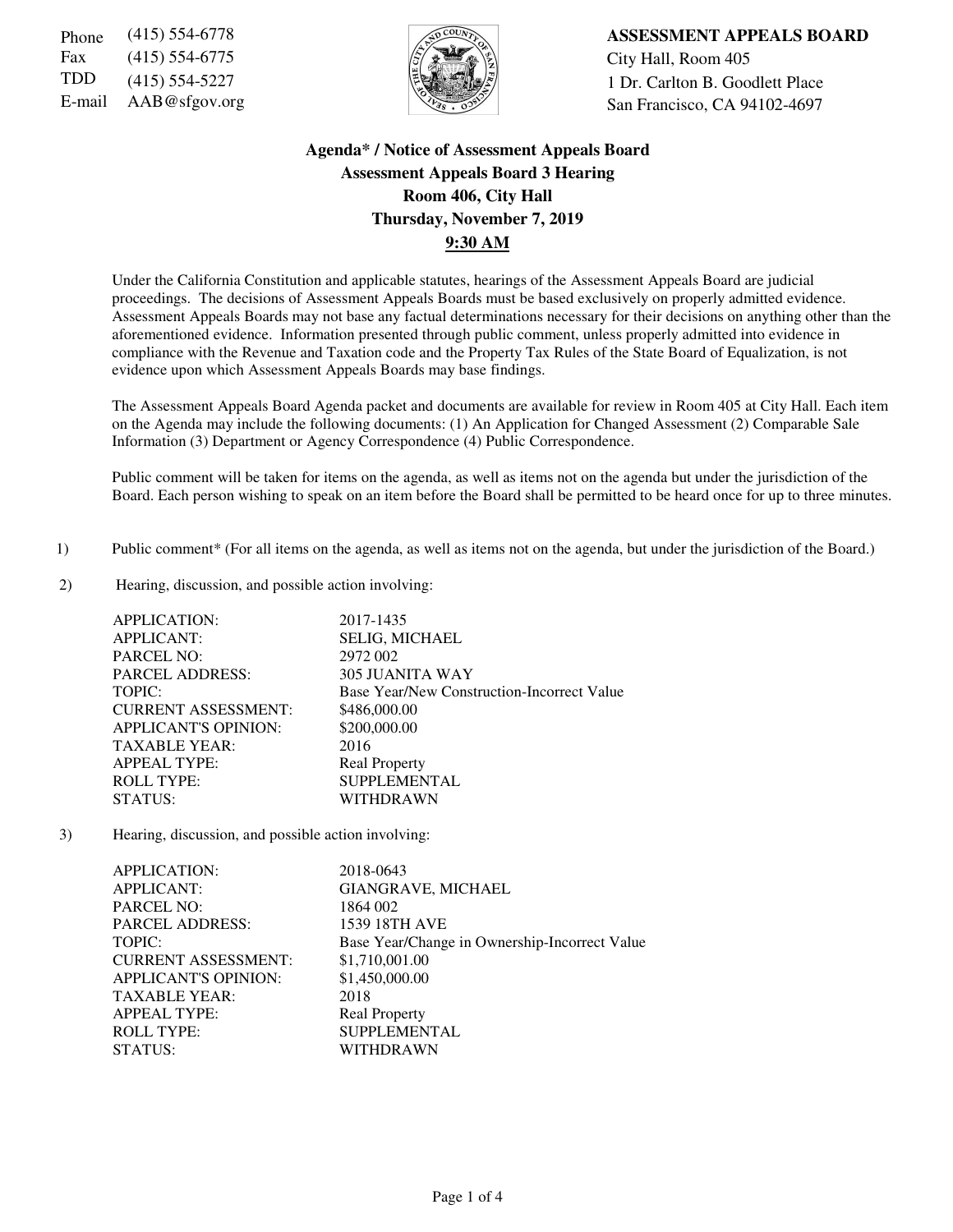Phone (415) 554-6778
Fax (415) 554-6775
TDD (415) 554-5227
E-mail AAB@sfgov.org

**ASSESSMENT APPEALS BOARD**
City Hall, Room 405
1 Dr. Carlton B. Goodlett Place
San Francisco, CA 94102-4697

## Agenda* / Notice of Assessment Appeals Board
## Assessment Appeals Board 3 Hearing
## Room 406, City Hall
## Thursday, November 7, 2019
## 9:30 AM

Under the California Constitution and applicable statutes, hearings of the Assessment Appeals Board are judicial proceedings. The decisions of Assessment Appeals Boards must be based exclusively on properly admitted evidence. Assessment Appeals Boards may not base any factual determinations necessary for their decisions on anything other than the aforementioned evidence. Information presented through public comment, unless properly admitted into evidence in compliance with the Revenue and Taxation code and the Property Tax Rules of the State Board of Equalization, is not evidence upon which Assessment Appeals Boards may base findings.

The Assessment Appeals Board Agenda packet and documents are available for review in Room 405 at City Hall. Each item on the Agenda may include the following documents: (1) An Application for Changed Assessment (2) Comparable Sale Information (3) Department or Agency Correspondence (4) Public Correspondence.

Public comment will be taken for items on the agenda, as well as items not on the agenda but under the jurisdiction of the Board. Each person wishing to speak on an item before the Board shall be permitted to be heard once for up to three minutes.

1) Public comment* (For all items on the agenda, as well as items not on the agenda, but under the jurisdiction of the Board.)

2) Hearing, discussion, and possible action involving:

| | |
|---|---|
| APPLICATION: | 2017-1435 |
| APPLICANT: | SELIG, MICHAEL |
| PARCEL NO: | 2972 002 |
| PARCEL ADDRESS: | 305 JUANITA WAY |
| TOPIC: | Base Year/New Construction-Incorrect Value |
| CURRENT ASSESSMENT: | $486,000.00 |
| APPLICANT'S OPINION: | $200,000.00 |
| TAXABLE YEAR: | 2016 |
| APPEAL TYPE: | Real Property |
| ROLL TYPE: | SUPPLEMENTAL |
| STATUS: | WITHDRAWN |

3) Hearing, discussion, and possible action involving:

| | |
|---|---|
| APPLICATION: | 2018-0643 |
| APPLICANT: | GIANGRAVE, MICHAEL |
| PARCEL NO: | 1864 002 |
| PARCEL ADDRESS: | 1539 18TH AVE |
| TOPIC: | Base Year/Change in Ownership-Incorrect Value |
| CURRENT ASSESSMENT: | $1,710,001.00 |
| APPLICANT'S OPINION: | $1,450,000.00 |
| TAXABLE YEAR: | 2018 |
| APPEAL TYPE: | Real Property |
| ROLL TYPE: | SUPPLEMENTAL |
| STATUS: | WITHDRAWN |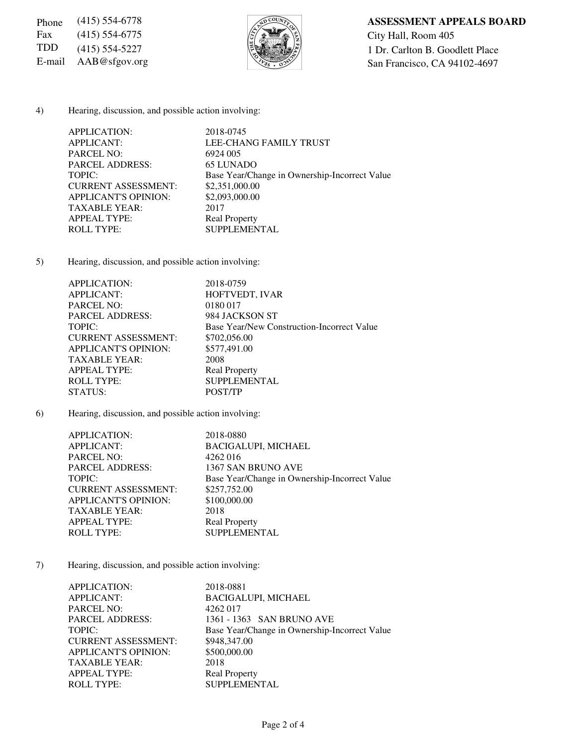Phone (415) 554-6778
Fax (415) 554-6775
TDD (415) 554-5227
E-mail AAB@sfgov.org

**ASSESSMENT APPEALS BOARD**
City Hall, Room 405
1 Dr. Carlton B. Goodlett Place
San Francisco, CA 94102-4697

4) Hearing, discussion, and possible action involving:

| | |
|---|---|
| APPLICATION: | 2018-0745 |
| APPLICANT: | LEE-CHANG FAMILY TRUST |
| PARCEL NO: | 6924 005 |
| PARCEL ADDRESS: | 65 LUNADO |
| TOPIC: | Base Year/Change in Ownership-Incorrect Value |
| CURRENT ASSESSMENT: | $2,351,000.00 |
| APPLICANT'S OPINION: | $2,093,000.00 |
| TAXABLE YEAR: | 2017 |
| APPEAL TYPE: | Real Property |
| ROLL TYPE: | SUPPLEMENTAL |

5) Hearing, discussion, and possible action involving:

| | |
|---|---|
| APPLICATION: | 2018-0759 |
| APPLICANT: | HOFTVEDT, IVAR |
| PARCEL NO: | 0180 017 |
| PARCEL ADDRESS: | 984 JACKSON ST |
| TOPIC: | Base Year/New Construction-Incorrect Value |
| CURRENT ASSESSMENT: | $702,056.00 |
| APPLICANT'S OPINION: | $577,491.00 |
| TAXABLE YEAR: | 2008 |
| APPEAL TYPE: | Real Property |
| ROLL TYPE: | SUPPLEMENTAL |
| STATUS: | POST/TP |

6) Hearing, discussion, and possible action involving:

| | |
|---|---|
| APPLICATION: | 2018-0880 |
| APPLICANT: | BACIGALUPI, MICHAEL |
| PARCEL NO: | 4262 016 |
| PARCEL ADDRESS: | 1367 SAN BRUNO AVE |
| TOPIC: | Base Year/Change in Ownership-Incorrect Value |
| CURRENT ASSESSMENT: | $257,752.00 |
| APPLICANT'S OPINION: | $100,000.00 |
| TAXABLE YEAR: | 2018 |
| APPEAL TYPE: | Real Property |
| ROLL TYPE: | SUPPLEMENTAL |

7) Hearing, discussion, and possible action involving:

| | |
|---|---|
| APPLICATION: | 2018-0881 |
| APPLICANT: | BACIGALUPI, MICHAEL |
| PARCEL NO: | 4262 017 |
| PARCEL ADDRESS: | 1361 - 1363 SAN BRUNO AVE |
| TOPIC: | Base Year/Change in Ownership-Incorrect Value |
| CURRENT ASSESSMENT: | $948,347.00 |
| APPLICANT'S OPINION: | $500,000.00 |
| TAXABLE YEAR: | 2018 |
| APPEAL TYPE: | Real Property |
| ROLL TYPE: | SUPPLEMENTAL |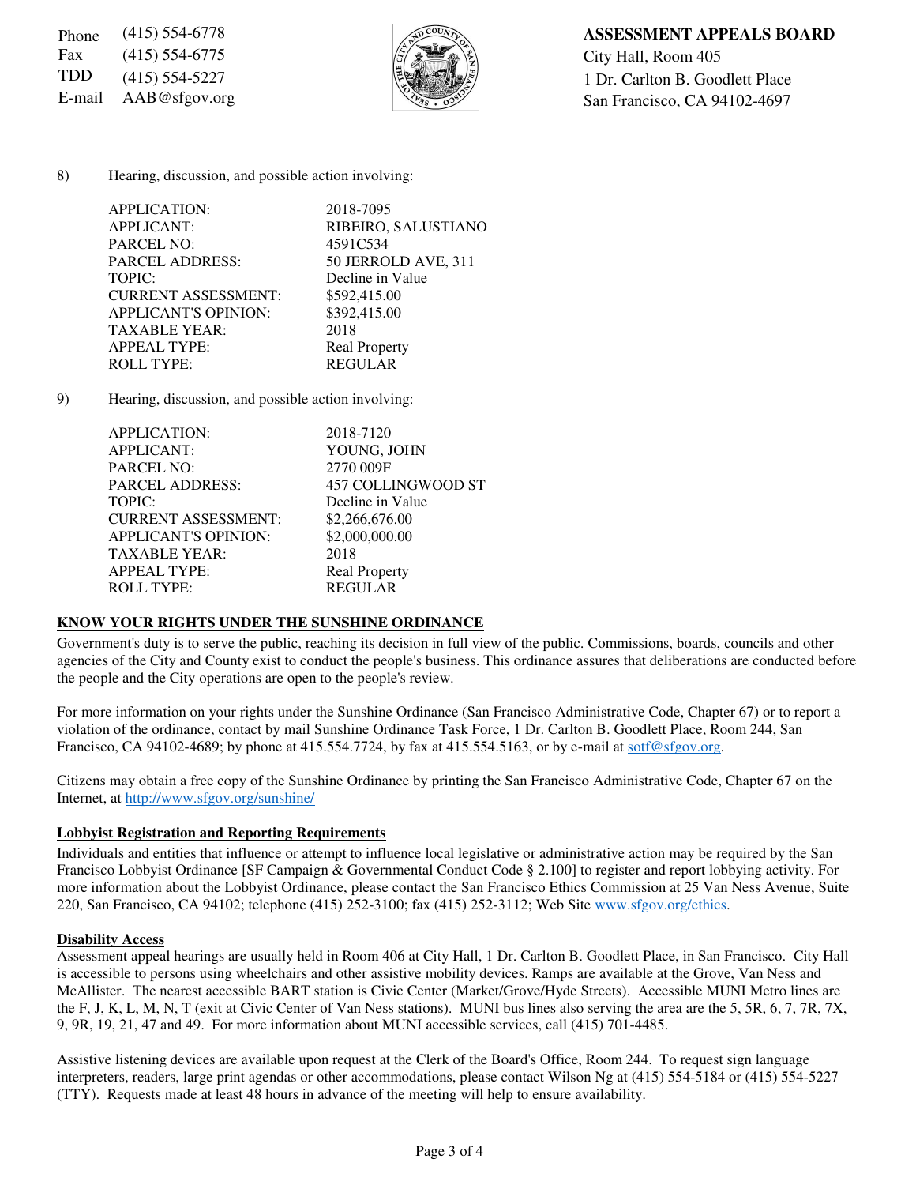Phone (415) 554-6778
Fax (415) 554-6775
TDD (415) 554-5227
E-mail AAB@sfgov.org

**ASSESSMENT APPEALS BOARD**
City Hall, Room 405
1 Dr. Carlton B. Goodlett Place
San Francisco, CA 94102-4697

8) Hearing, discussion, and possible action involving:

| | |
|---|---|
| APPLICATION: | 2018-7095 |
| APPLICANT: | RIBEIRO, SALUSTIANO |
| PARCEL NO: | 4591C534 |
| PARCEL ADDRESS: | 50 JERROLD AVE, 311 |
| TOPIC: | Decline in Value |
| CURRENT ASSESSMENT: | $592,415.00 |
| APPLICANT'S OPINION: | $392,415.00 |
| TAXABLE YEAR: | 2018 |
| APPEAL TYPE: | Real Property |
| ROLL TYPE: | REGULAR |

9) Hearing, discussion, and possible action involving:

| | |
|---|---|
| APPLICATION: | 2018-7120 |
| APPLICANT: | YOUNG, JOHN |
| PARCEL NO: | 2770 009F |
| PARCEL ADDRESS: | 457 COLLINGWOOD ST |
| TOPIC: | Decline in Value |
| CURRENT ASSESSMENT: | $2,266,676.00 |
| APPLICANT'S OPINION: | $2,000,000.00 |
| TAXABLE YEAR: | 2018 |
| APPEAL TYPE: | Real Property |
| ROLL TYPE: | REGULAR |

**KNOW YOUR RIGHTS UNDER THE SUNSHINE ORDINANCE**

Government's duty is to serve the public, reaching its decision in full view of the public. Commissions, boards, councils and other agencies of the City and County exist to conduct the people's business. This ordinance assures that deliberations are conducted before the people and the City operations are open to the people's review.

For more information on your rights under the Sunshine Ordinance (San Francisco Administrative Code, Chapter 67) or to report a violation of the ordinance, contact by mail Sunshine Ordinance Task Force, 1 Dr. Carlton B. Goodlett Place, Room 244, San Francisco, CA 94102-4689; by phone at 415.554.7724, by fax at 415.554.5163, or by e-mail at sotf@sfgov.org.

Citizens may obtain a free copy of the Sunshine Ordinance by printing the San Francisco Administrative Code, Chapter 67 on the Internet, at http://www.sfgov.org/sunshine/

**Lobbyist Registration and Reporting Requirements**

Individuals and entities that influence or attempt to influence local legislative or administrative action may be required by the San Francisco Lobbyist Ordinance [SF Campaign & Governmental Conduct Code § 2.100] to register and report lobbying activity. For more information about the Lobbyist Ordinance, please contact the San Francisco Ethics Commission at 25 Van Ness Avenue, Suite 220, San Francisco, CA 94102; telephone (415) 252-3100; fax (415) 252-3112; Web Site www.sfgov.org/ethics.

**Disability Access**

Assessment appeal hearings are usually held in Room 406 at City Hall, 1 Dr. Carlton B. Goodlett Place, in San Francisco. City Hall is accessible to persons using wheelchairs and other assistive mobility devices. Ramps are available at the Grove, Van Ness and McAllister. The nearest accessible BART station is Civic Center (Market/Grove/Hyde Streets). Accessible MUNI Metro lines are the F, J, K, L, M, N, T (exit at Civic Center of Van Ness stations). MUNI bus lines also serving the area are the 5, 5R, 6, 7, 7R, 7X, 9, 9R, 19, 21, 47 and 49. For more information about MUNI accessible services, call (415) 701-4485.

Assistive listening devices are available upon request at the Clerk of the Board's Office, Room 244. To request sign language interpreters, readers, large print agendas or other accommodations, please contact Wilson Ng at (415) 554-5184 or (415) 554-5227 (TTY). Requests made at least 48 hours in advance of the meeting will help to ensure availability.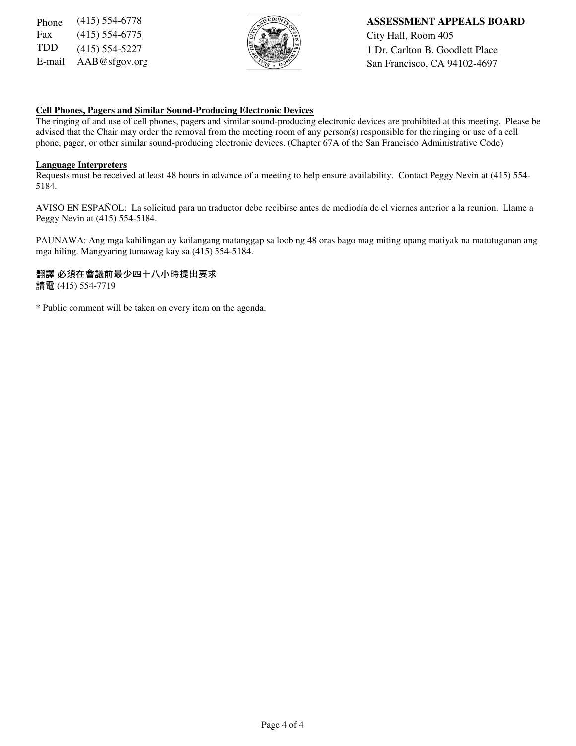Phone (415) 554-6778
Fax (415) 554-6775
TDD (415) 554-5227
E-mail AAB@sfgov.org

**ASSESSMENT APPEALS BOARD**
City Hall, Room 405
1 Dr. Carlton B. Goodlett Place
San Francisco, CA 94102-4697

**Cell Phones, Pagers and Similar Sound-Producing Electronic Devices**

The ringing of and use of cell phones, pagers and similar sound-producing electronic devices are prohibited at this meeting. Please be advised that the Chair may order the removal from the meeting room of any person(s) responsible for the ringing or use of a cell phone, pager, or other similar sound-producing electronic devices. (Chapter 67A of the San Francisco Administrative Code)

**Language Interpreters**

Requests must be received at least 48 hours in advance of a meeting to help ensure availability. Contact Peggy Nevin at (415) 554-5184.

AVISO EN ESPAÑOL: La solicitud para un traductor debe recibirse antes de mediodía de el viernes anterior a la reunion. Llame a Peggy Nevin at (415) 554-5184.

PAUNAWA: Ang mga kahilingan ay kailangang matanggap sa loob ng 48 oras bago mag miting upang matiyak na matutugunan ang mga hiling. Mangyaring tumawag kay sa (415) 554-5184.

**翻譯 必須在會議前最少四十八小時提出要求**
請電 (415) 554-7719

* Public comment will be taken on every item on the agenda.